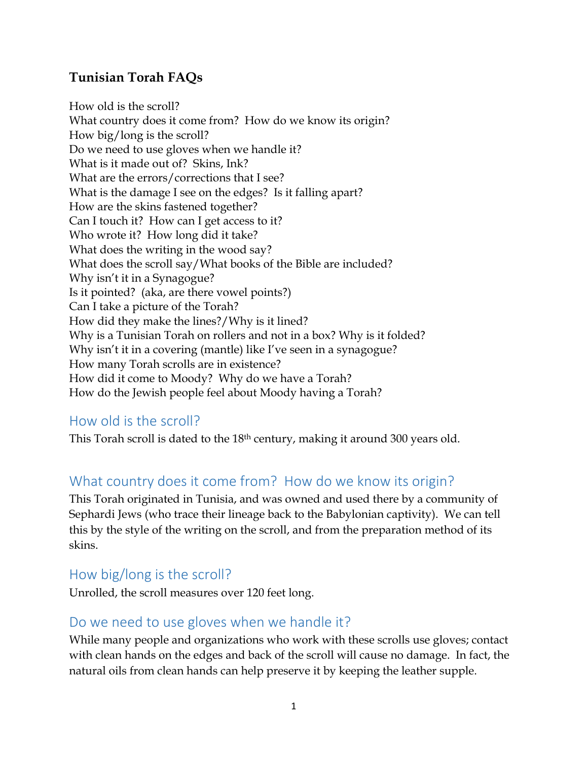# Tunisian Torah FAQs

How old is the scroll?
What country does it come from? How do we know its origin?
How big/long is the scroll?
Do we need to use gloves when we handle it?
What is it made out of? Skins, Ink?
What are the errors/corrections that I see?
What is the damage I see on the edges? Is it falling apart?
How are the skins fastened together?
Can I touch it? How can I get access to it?
Who wrote it? How long did it take?
What does the writing in the wood say?
What does the scroll say/What books of the Bible are included?
Why isn't it in a Synagogue?
Is it pointed? (aka, are there vowel points?)
Can I take a picture of the Torah?
How did they make the lines?/Why is it lined?
Why is a Tunisian Torah on rollers and not in a box? Why is it folded?
Why isn't it in a covering (mantle) like I've seen in a synagogue?
How many Torah scrolls are in existence?
How did it come to Moody? Why do we have a Torah?
How do the Jewish people feel about Moody having a Torah?

## How old is the scroll?

This Torah scroll is dated to the 18th century, making it around 300 years old.

## What country does it come from? How do we know its origin?

This Torah originated in Tunisia, and was owned and used there by a community of Sephardi Jews (who trace their lineage back to the Babylonian captivity). We can tell this by the style of the writing on the scroll, and from the preparation method of its skins.

## How big/long is the scroll?

Unrolled, the scroll measures over 120 feet long.

## Do we need to use gloves when we handle it?

While many people and organizations who work with these scrolls use gloves; contact with clean hands on the edges and back of the scroll will cause no damage. In fact, the natural oils from clean hands can help preserve it by keeping the leather supple.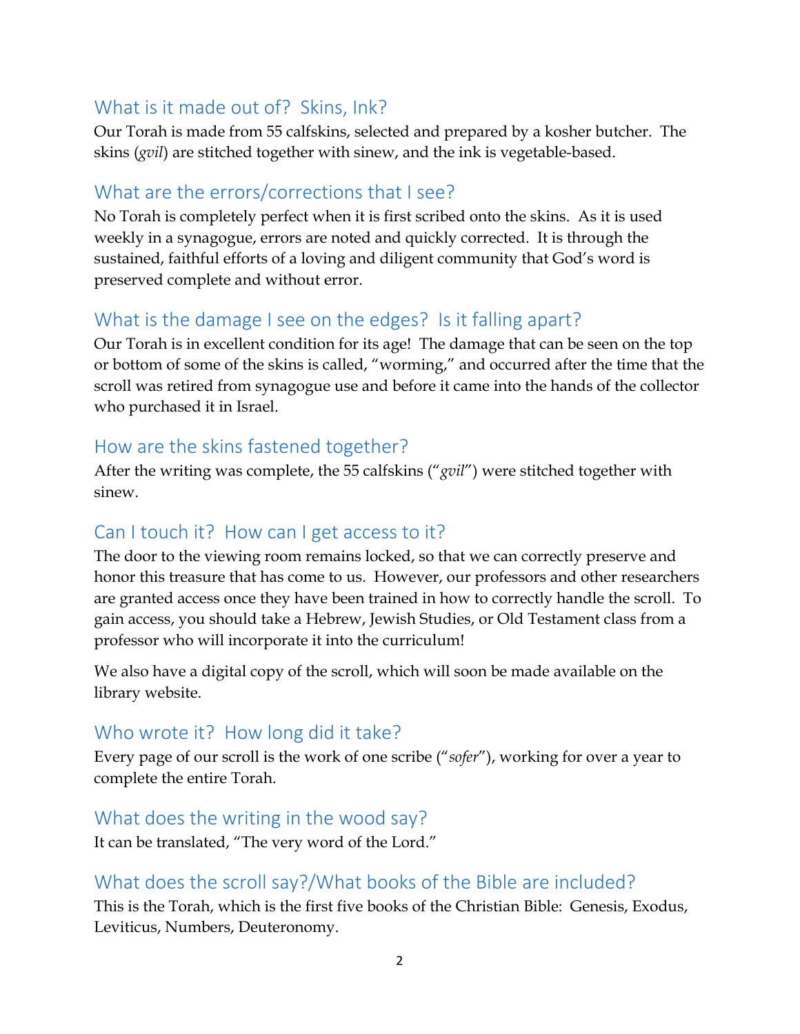## What is it made out of? Skins, Ink?

Our Torah is made from 55 calfskins, selected and prepared by a kosher butcher. The skins (*gvil*) are stitched together with sinew, and the ink is vegetable-based.

## What are the errors/corrections that I see?

No Torah is completely perfect when it is first scribed onto the skins. As it is used weekly in a synagogue, errors are noted and quickly corrected. It is through the sustained, faithful efforts of a loving and diligent community that God's word is preserved complete and without error.

## What is the damage I see on the edges? Is it falling apart?

Our Torah is in excellent condition for its age! The damage that can be seen on the top or bottom of some of the skins is called, "worming," and occurred after the time that the scroll was retired from synagogue use and before it came into the hands of the collector who purchased it in Israel.

## How are the skins fastened together?

After the writing was complete, the 55 calfskins ("*gvil*") were stitched together with sinew.

## Can I touch it? How can I get access to it?

The door to the viewing room remains locked, so that we can correctly preserve and honor this treasure that has come to us. However, our professors and other researchers are granted access once they have been trained in how to correctly handle the scroll. To gain access, you should take a Hebrew, Jewish Studies, or Old Testament class from a professor who will incorporate it into the curriculum!

We also have a digital copy of the scroll, which will soon be made available on the library website.

## Who wrote it? How long did it take?

Every page of our scroll is the work of one scribe ("*sofer*"), working for over a year to complete the entire Torah.

## What does the writing in the wood say?

It can be translated, "The very word of the Lord."

## What does the scroll say?/What books of the Bible are included?

This is the Torah, which is the first five books of the Christian Bible: Genesis, Exodus, Leviticus, Numbers, Deuteronomy.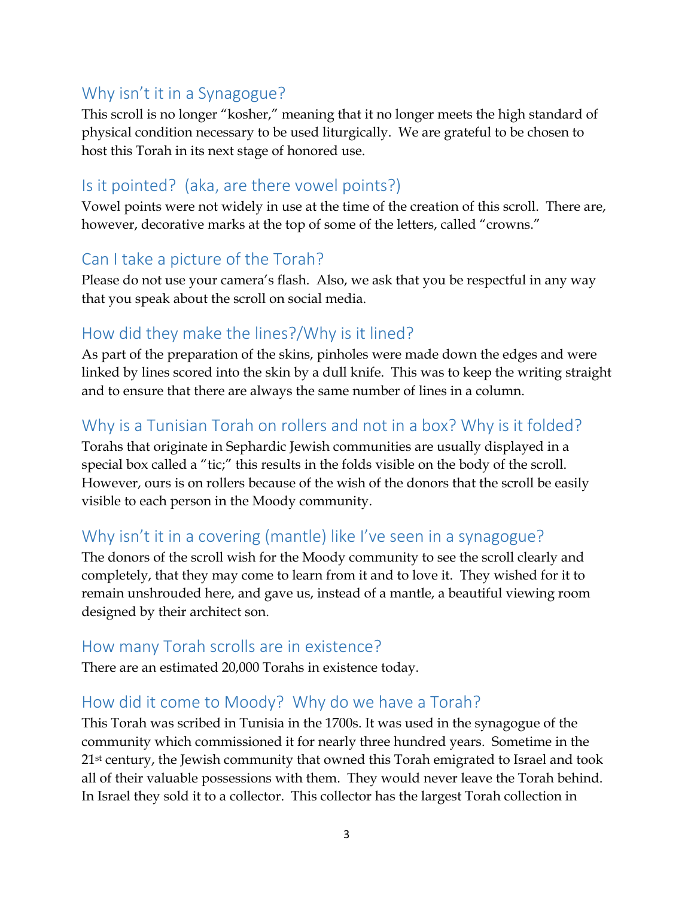## Why isn't it in a Synagogue?

This scroll is no longer "kosher," meaning that it no longer meets the high standard of physical condition necessary to be used liturgically. We are grateful to be chosen to host this Torah in its next stage of honored use.

## Is it pointed? (aka, are there vowel points?)

Vowel points were not widely in use at the time of the creation of this scroll. There are, however, decorative marks at the top of some of the letters, called "crowns."

## Can I take a picture of the Torah?

Please do not use your camera's flash. Also, we ask that you be respectful in any way that you speak about the scroll on social media.

## How did they make the lines?/Why is it lined?

As part of the preparation of the skins, pinholes were made down the edges and were linked by lines scored into the skin by a dull knife. This was to keep the writing straight and to ensure that there are always the same number of lines in a column.

## Why is a Tunisian Torah on rollers and not in a box? Why is it folded?

Torahs that originate in Sephardic Jewish communities are usually displayed in a special box called a "tic;" this results in the folds visible on the body of the scroll. However, ours is on rollers because of the wish of the donors that the scroll be easily visible to each person in the Moody community.

## Why isn't it in a covering (mantle) like I've seen in a synagogue?

The donors of the scroll wish for the Moody community to see the scroll clearly and completely, that they may come to learn from it and to love it. They wished for it to remain unshrouded here, and gave us, instead of a mantle, a beautiful viewing room designed by their architect son.

## How many Torah scrolls are in existence?

There are an estimated 20,000 Torahs in existence today.

## How did it come to Moody? Why do we have a Torah?

This Torah was scribed in Tunisia in the 1700s. It was used in the synagogue of the community which commissioned it for nearly three hundred years. Sometime in the 21st century, the Jewish community that owned this Torah emigrated to Israel and took all of their valuable possessions with them. They would never leave the Torah behind. In Israel they sold it to a collector. This collector has the largest Torah collection in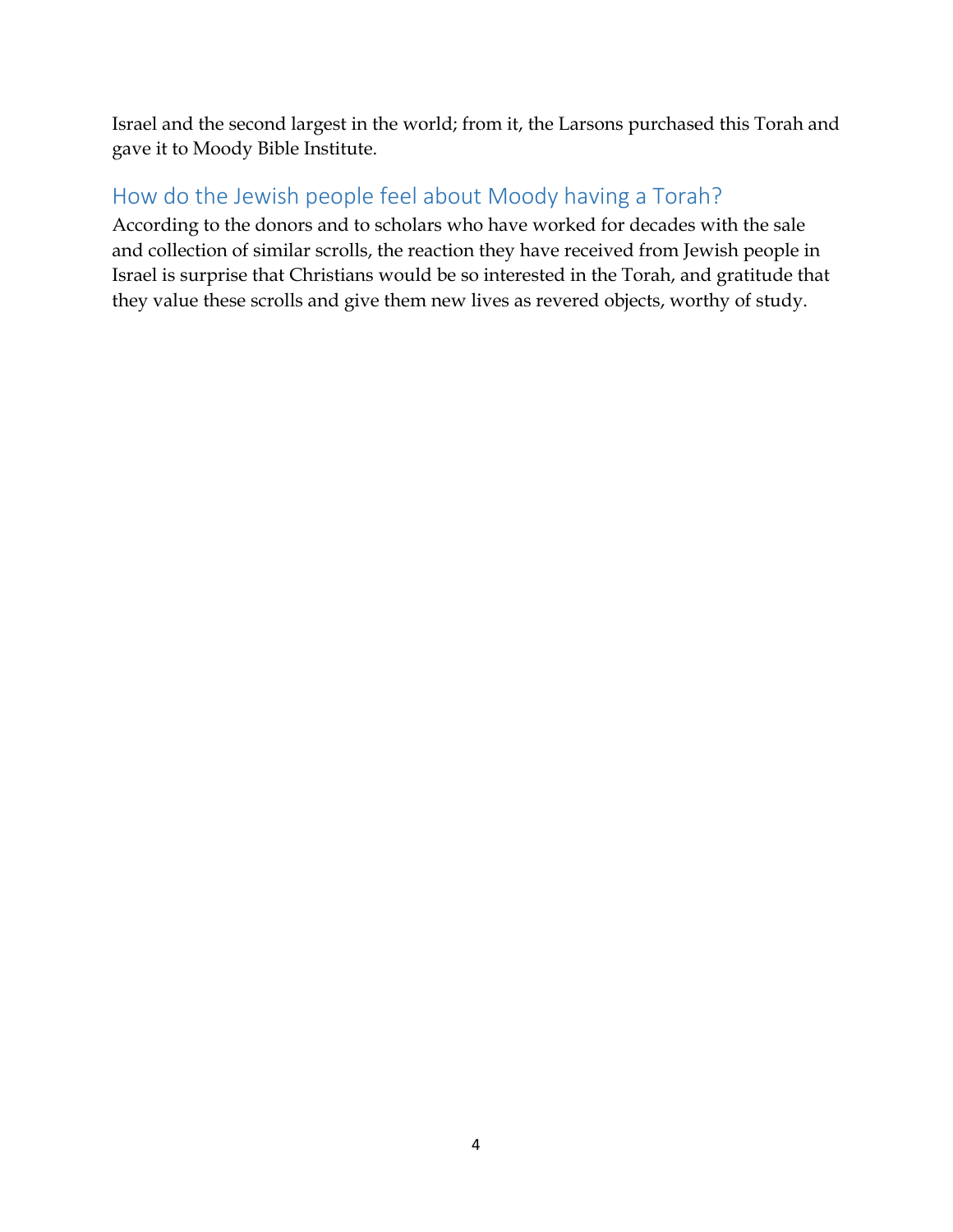Israel and the second largest in the world; from it, the Larsons purchased this Torah and gave it to Moody Bible Institute.

## How do the Jewish people feel about Moody having a Torah?

According to the donors and to scholars who have worked for decades with the sale and collection of similar scrolls, the reaction they have received from Jewish people in Israel is surprise that Christians would be so interested in the Torah, and gratitude that they value these scrolls and give them new lives as revered objects, worthy of study.